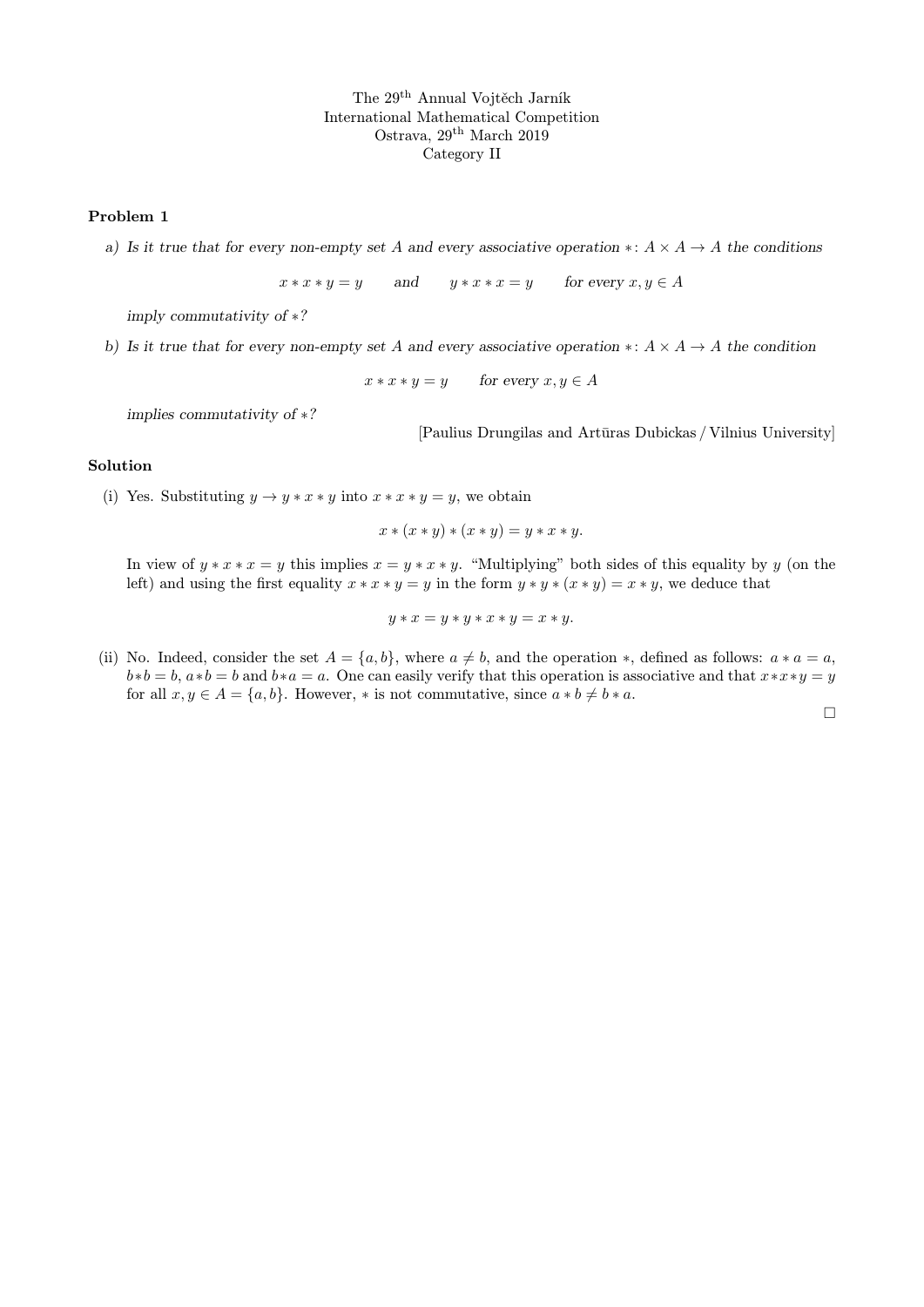The 29th Annual Vojtěch Jarník
International Mathematical Competition
Ostrava, 29th March 2019
Category II

## Problem 1

a) *Is it true that for every non-empty set $A$ and every associative operation $*\colon A \times A \to A$ the conditions*

$$x * x * y = y \qquad \text{and} \qquad y * x * x = y \qquad \text{for every } x, y \in A$$

*imply commutativity of $*$?*

b) *Is it true that for every non-empty set $A$ and every associative operation $*\colon A \times A \to A$ the condition*

$$x * x * y = y \qquad \text{for every } x, y \in A$$

*implies commutativity of $*$?*

[Paulius Drungilas and Artūras Dubickas / Vilnius University]

## Solution

(i) Yes. Substituting $y \to y * x * y$ into $x * x * y = y$, we obtain

$$x * (x * y) * (x * y) = y * x * y.$$

In view of $y * x * x = y$ this implies $x = y * x * y$. "Multiplying" both sides of this equality by $y$ (on the left) and using the first equality $x * x * y = y$ in the form $y * y * (x * y) = x * y$, we deduce that

$$y * x = y * y * x * y = x * y.$$

(ii) No. Indeed, consider the set $A = \{a, b\}$, where $a \neq b$, and the operation $*$, defined as follows: $a * a = a$, $b * b = b$, $a * b = b$ and $b * a = a$. One can easily verify that this operation is associative and that $x * x * y = y$ for all $x, y \in A = \{a, b\}$. However, $*$ is not commutative, since $a * b \neq b * a$.

□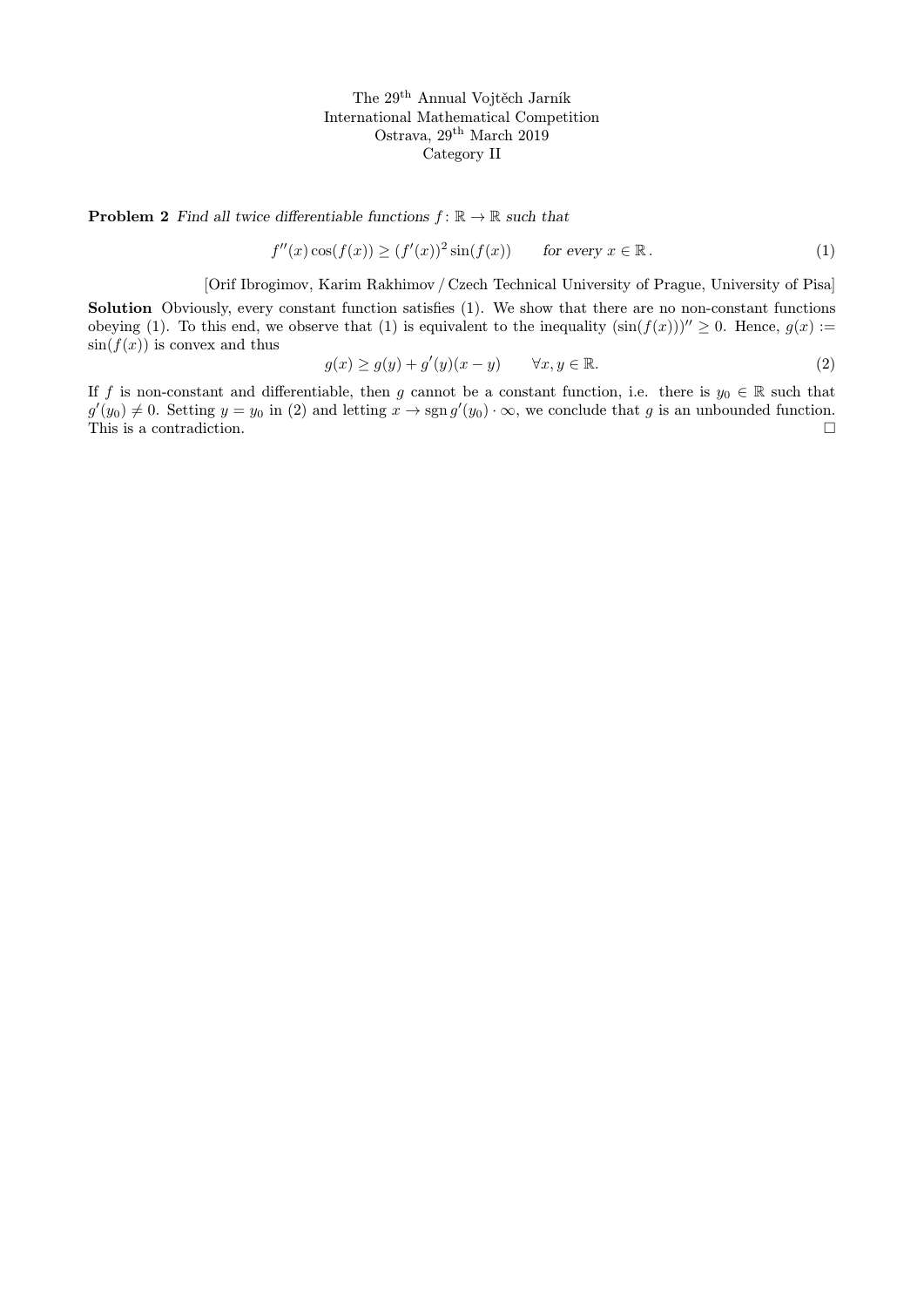The 29th Annual Vojtěch Jarník
International Mathematical Competition
Ostrava, 29th March 2019
Category II

**Problem 2** *Find all twice differentiable functions $f\colon \mathbb{R} \to \mathbb{R}$ such that*

$$f''(x)\cos(f(x)) \geq (f'(x))^2 \sin(f(x)) \qquad \text{for every } x \in \mathbb{R}\,. \tag{1}$$

[Orif Ibrogimov, Karim Rakhimov / Czech Technical University of Prague, University of Pisa]

**Solution** Obviously, every constant function satisfies (1). We show that there are no non-constant functions obeying (1). To this end, we observe that (1) is equivalent to the inequality $(\sin(f(x)))'' \geq 0$. Hence, $g(x) := \sin(f(x))$ is convex and thus

$$g(x) \geq g(y) + g'(y)(x-y) \qquad \forall x, y \in \mathbb{R}. \tag{2}$$

If $f$ is non-constant and differentiable, then $g$ cannot be a constant function, i.e. there is $y_0 \in \mathbb{R}$ such that $g'(y_0) \neq 0$. Setting $y = y_0$ in (2) and letting $x \to \operatorname{sgn} g'(y_0) \cdot \infty$, we conclude that $g$ is an unbounded function. This is a contradiction. $\square$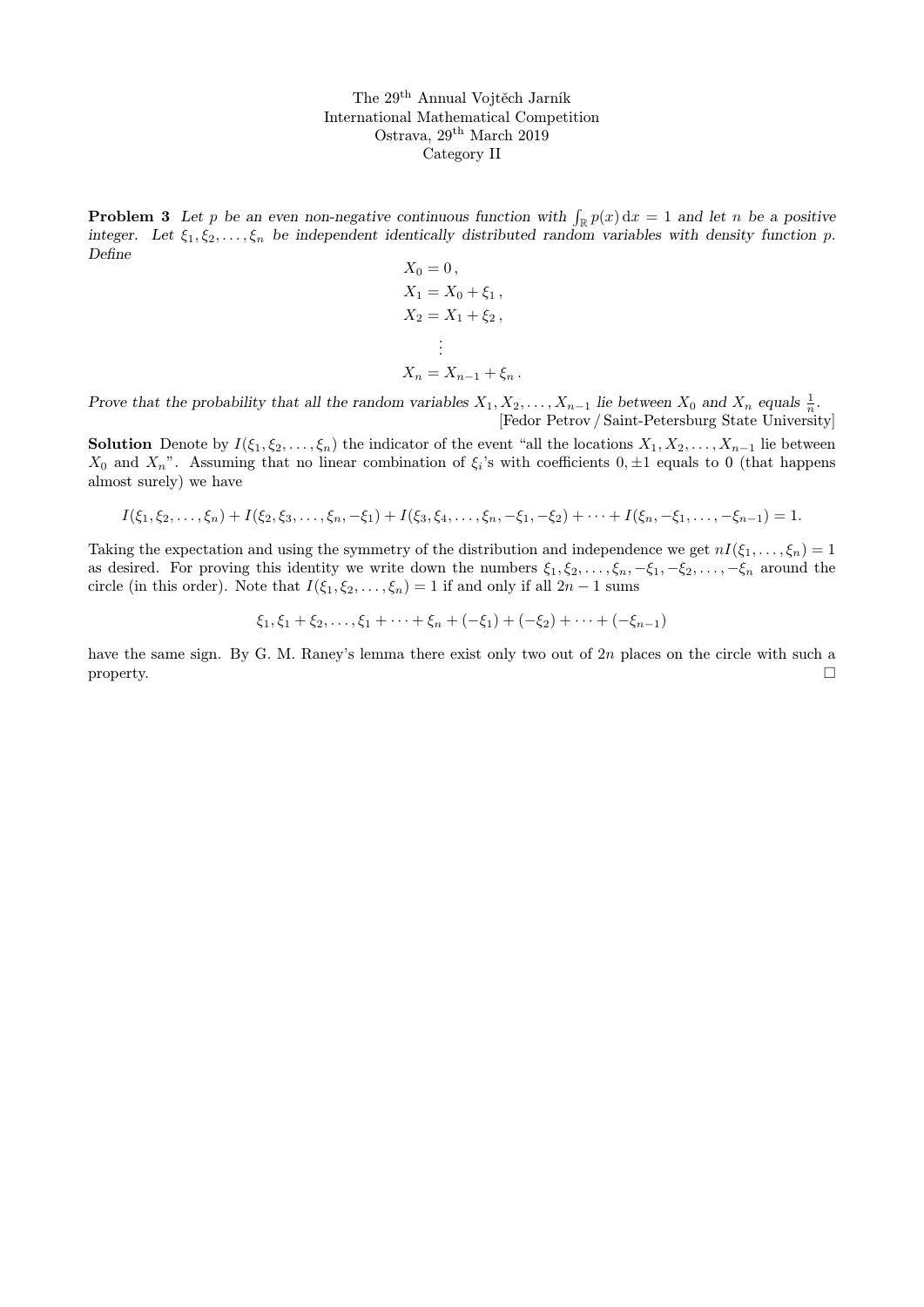The 29[th] Annual Vojtěch Jarník
International Mathematical Competition
Ostrava, 29[th] March 2019
Category II

**Problem 3** *Let $p$ be an even non-negative continuous function with $\int_{\mathbb{R}} p(x)\,\mathrm{d}x = 1$ and let $n$ be a positive integer. Let $\xi_1, \xi_2, \ldots, \xi_n$ be independent identically distributed random variables with density function $p$. Define*

$$
\begin{aligned}
X_0 &= 0\,, \\
X_1 &= X_0 + \xi_1\,, \\
X_2 &= X_1 + \xi_2\,, \\
&\vdots \\
X_n &= X_{n-1} + \xi_n\,.
\end{aligned}
$$

*Prove that the probability that all the random variables $X_1, X_2, \ldots, X_{n-1}$ lie between $X_0$ and $X_n$ equals $\frac{1}{n}$.*

[Fedor Petrov / Saint-Petersburg State University]

**Solution** Denote by $I(\xi_1, \xi_2, \ldots, \xi_n)$ the indicator of the event "all the locations $X_1, X_2, \ldots, X_{n-1}$ lie between $X_0$ and $X_n$". Assuming that no linear combination of $\xi_i$'s with coefficients $0, \pm 1$ equals to 0 (that happens almost surely) we have

$$I(\xi_1, \xi_2, \ldots, \xi_n) + I(\xi_2, \xi_3, \ldots, \xi_n, -\xi_1) + I(\xi_3, \xi_4, \ldots, \xi_n, -\xi_1, -\xi_2) + \cdots + I(\xi_n, -\xi_1, \ldots, -\xi_{n-1}) = 1.$$

Taking the expectation and using the symmetry of the distribution and independence we get $nI(\xi_1, \ldots, \xi_n) = 1$ as desired. For proving this identity we write down the numbers $\xi_1, \xi_2, \ldots, \xi_n, -\xi_1, -\xi_2, \ldots, -\xi_n$ around the circle (in this order). Note that $I(\xi_1, \xi_2, \ldots, \xi_n) = 1$ if and only if all $2n - 1$ sums

$$\xi_1, \xi_1 + \xi_2, \ldots, \xi_1 + \cdots + \xi_n + (-\xi_1) + (-\xi_2) + \cdots + (-\xi_{n-1})$$

have the same sign. By G. M. Raney's lemma there exist only two out of $2n$ places on the circle with such a property. □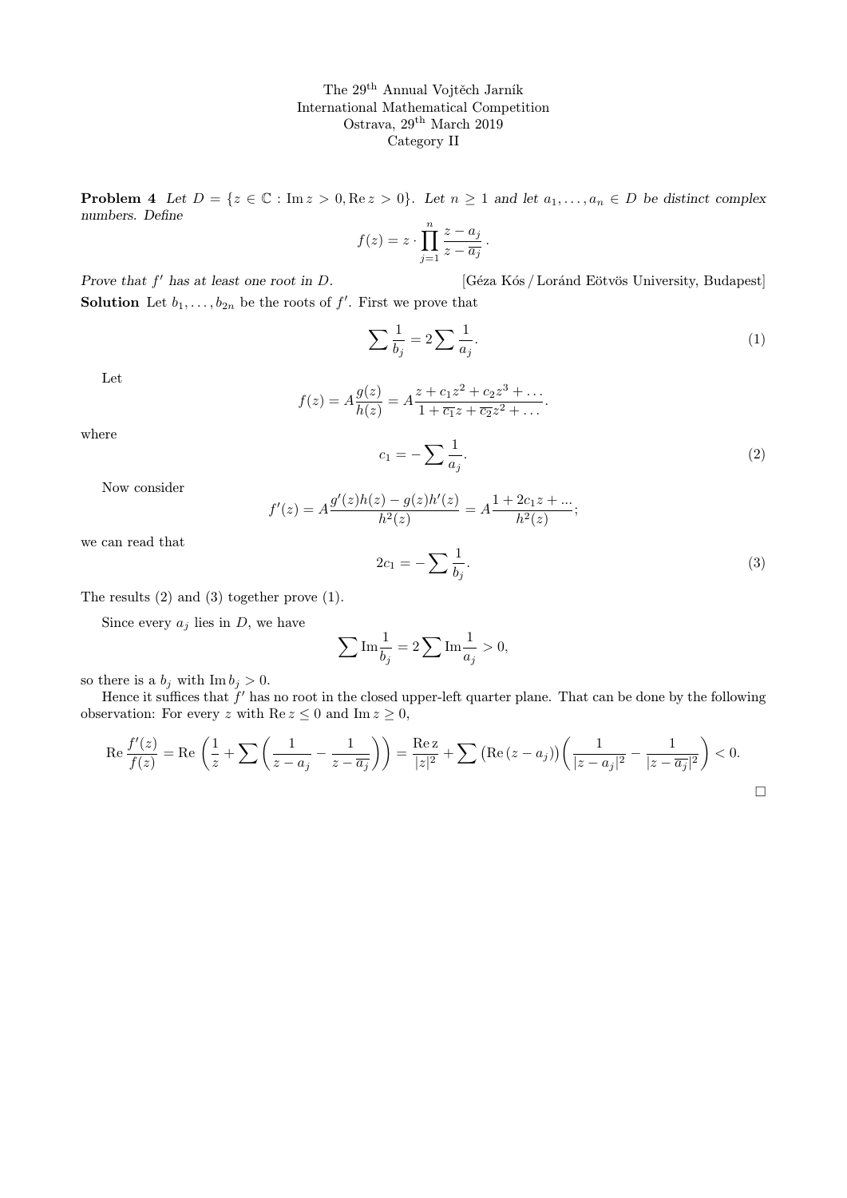The 29[th] Annual Vojtěch Jarník
International Mathematical Competition
Ostrava, 29[th] March 2019
Category II

**Problem 4** *Let $D = \{z \in \mathbb{C} : \operatorname{Im} z > 0, \operatorname{Re} z > 0\}$. Let $n \geq 1$ and let $a_1, \dots, a_n \in D$ be distinct complex numbers. Define*

$$f(z) = z \cdot \prod_{j=1}^{n} \frac{z - a_j}{z - \overline{a_j}}.$$

*Prove that $f'$ has at least one root in $D$.* [Géza Kós / Loránd Eötvös University, Budapest]

**Solution** Let $b_1, \dots, b_{2n}$ be the roots of $f'$. First we prove that

$$\sum \frac{1}{b_j} = 2 \sum \frac{1}{a_j}. \tag{1}$$

Let

$$f(z) = A \frac{g(z)}{h(z)} = A \frac{z + c_1 z^2 + c_2 z^3 + \dots}{1 + \overline{c_1} z + \overline{c_2} z^2 + \dots}.$$

where

$$c_1 = -\sum \frac{1}{a_j}. \tag{2}$$

Now consider

$$f'(z) = A \frac{g'(z)h(z) - g(z)h'(z)}{h^2(z)} = A \frac{1 + 2c_1 z + \dots}{h^2(z)};$$

we can read that

$$2c_1 = -\sum \frac{1}{b_j}. \tag{3}$$

The results (2) and (3) together prove (1).

Since every $a_j$ lies in $D$, we have

$$\sum \operatorname{Im} \frac{1}{b_j} = 2 \sum \operatorname{Im} \frac{1}{a_j} > 0,$$

so there is a $b_j$ with $\operatorname{Im} b_j > 0$.

Hence it suffices that $f'$ has no root in the closed upper-left quarter plane. That can be done by the following observation: For every $z$ with $\operatorname{Re} z \leq 0$ and $\operatorname{Im} z \geq 0$,

$$\operatorname{Re} \frac{f'(z)}{f(z)} = \operatorname{Re} \left( \frac{1}{z} + \sum \left( \frac{1}{z - a_j} - \frac{1}{z - \overline{a_j}} \right) \right) = \frac{\operatorname{Re} z}{|z|^2} + \sum \left( \operatorname{Re} (z - a_j) \right) \left( \frac{1}{|z - a_j|^2} - \frac{1}{|z - \overline{a_j}|^2} \right) < 0.$$

□